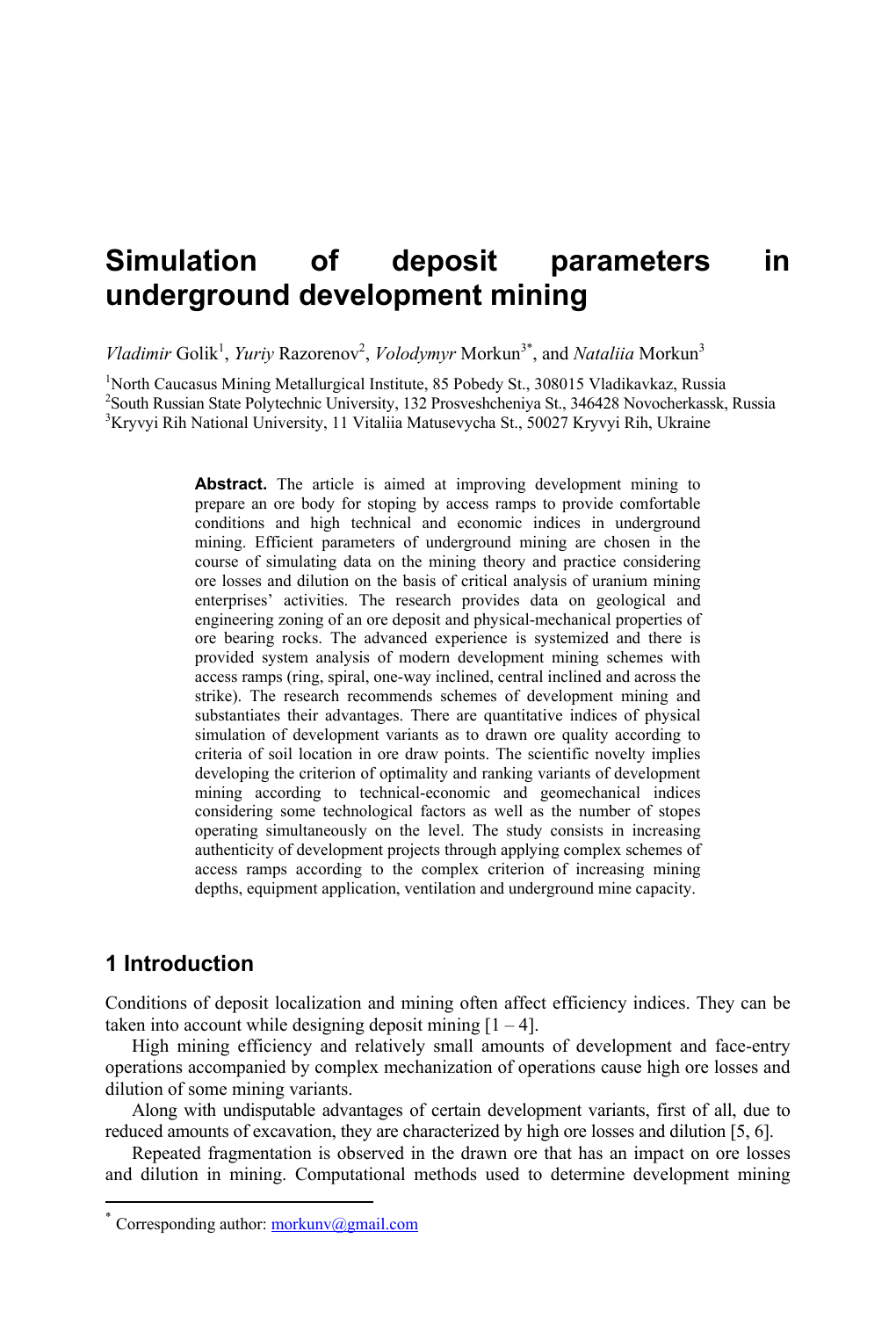# Simulation of deposit parameters in underground development mining

*Vladimir* Golik[1], *Yuriy* Razorenov[2], *Volodymyr* Morkun[3*], and *Nataliia* Morkun[3]

[1]North Caucasus Mining Metallurgical Institute, 85 Pobedy St., 308015 Vladikavkaz, Russia
[2]South Russian State Polytechnic University, 132 Prosveshcheniya St., 346428 Novocherkassk, Russia
[3]Kryvyi Rih National University, 11 Vitaliia Matusevycha St., 50027 Kryvyi Rih, Ukraine

**Abstract.** The article is aimed at improving development mining to prepare an ore body for stoping by access ramps to provide comfortable conditions and high technical and economic indices in underground mining. Efficient parameters of underground mining are chosen in the course of simulating data on the mining theory and practice considering ore losses and dilution on the basis of critical analysis of uranium mining enterprises' activities. The research provides data on geological and engineering zoning of an ore deposit and physical-mechanical properties of ore bearing rocks. The advanced experience is systemized and there is provided system analysis of modern development mining schemes with access ramps (ring, spiral, one-way inclined, central inclined and across the strike). The research recommends schemes of development mining and substantiates their advantages. There are quantitative indices of physical simulation of development variants as to drawn ore quality according to criteria of soil location in ore draw points. The scientific novelty implies developing the criterion of optimality and ranking variants of development mining according to technical-economic and geomechanical indices considering some technological factors as well as the number of stopes operating simultaneously on the level. The study consists in increasing authenticity of development projects through applying complex schemes of access ramps according to the complex criterion of increasing mining depths, equipment application, ventilation and underground mine capacity.

## 1 Introduction

Conditions of deposit localization and mining often affect efficiency indices. They can be taken into account while designing deposit mining [1 – 4].

High mining efficiency and relatively small amounts of development and face-entry operations accompanied by complex mechanization of operations cause high ore losses and dilution of some mining variants.

Along with undisputable advantages of certain development variants, first of all, due to reduced amounts of excavation, they are characterized by high ore losses and dilution [5, 6].

Repeated fragmentation is observed in the drawn ore that has an impact on ore losses and dilution in mining. Computational methods used to determine development mining

---

* Corresponding author: morkunv@gmail.com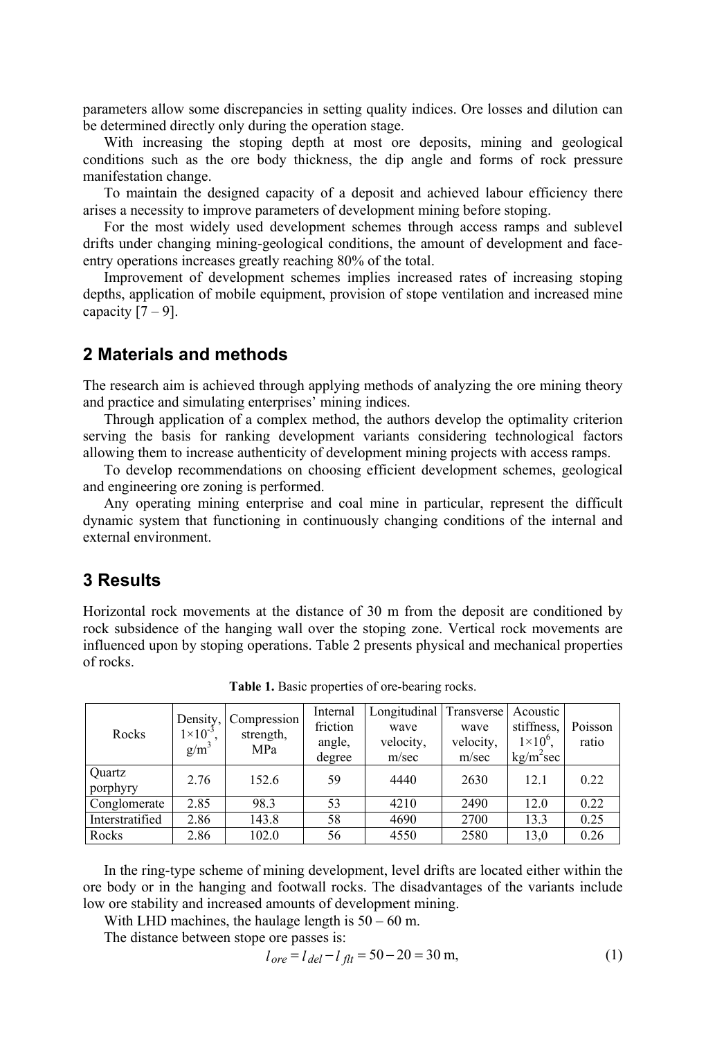parameters allow some discrepancies in setting quality indices. Ore losses and dilution can be determined directly only during the operation stage.

With increasing the stoping depth at most ore deposits, mining and geological conditions such as the ore body thickness, the dip angle and forms of rock pressure manifestation change.

To maintain the designed capacity of a deposit and achieved labour efficiency there arises a necessity to improve parameters of development mining before stoping.

For the most widely used development schemes through access ramps and sublevel drifts under changing mining-geological conditions, the amount of development and face-entry operations increases greatly reaching 80% of the total.

Improvement of development schemes implies increased rates of increasing stoping depths, application of mobile equipment, provision of stope ventilation and increased mine capacity [7 – 9].

## 2 Materials and methods

The research aim is achieved through applying methods of analyzing the ore mining theory and practice and simulating enterprises' mining indices.

Through application of a complex method, the authors develop the optimality criterion serving the basis for ranking development variants considering technological factors allowing them to increase authenticity of development mining projects with access ramps.

To develop recommendations on choosing efficient development schemes, geological and engineering ore zoning is performed.

Any operating mining enterprise and coal mine in particular, represent the difficult dynamic system that functioning in continuously changing conditions of the internal and external environment.

## 3 Results

Horizontal rock movements at the distance of 30 m from the deposit are conditioned by rock subsidence of the hanging wall over the stoping zone. Vertical rock movements are influenced upon by stoping operations. Table 2 presents physical and mechanical properties of rocks.

**Table 1.** Basic properties of ore-bearing rocks.

| Rocks | Density, $1\times10^{-3}$, g/m$^3$ | Compression strength, MPa | Internal friction angle, degree | Longitudinal wave velocity, m/sec | Transverse wave velocity, m/sec | Acoustic stiffness, $1\times10^6$, kg/m$^2$sec | Poisson ratio |
|---|---|---|---|---|---|---|---|
| Quartz porphyry | 2.76 | 152.6 | 59 | 4440 | 2630 | 12.1 | 0.22 |
| Conglomerate | 2.85 | 98.3 | 53 | 4210 | 2490 | 12.0 | 0.22 |
| Interstratified | 2.86 | 143.8 | 58 | 4690 | 2700 | 13.3 | 0.25 |
| Rocks | 2.86 | 102.0 | 56 | 4550 | 2580 | 13,0 | 0.26 |

In the ring-type scheme of mining development, level drifts are located either within the ore body or in the hanging and footwall rocks. The disadvantages of the variants include low ore stability and increased amounts of development mining.

With LHD machines, the haulage length is 50 – 60 m.

The distance between stope ore passes is:

$$l_{ore} = l_{del} - l_{flt} = 50 - 20 = 30 \text{ m}, \tag{1}$$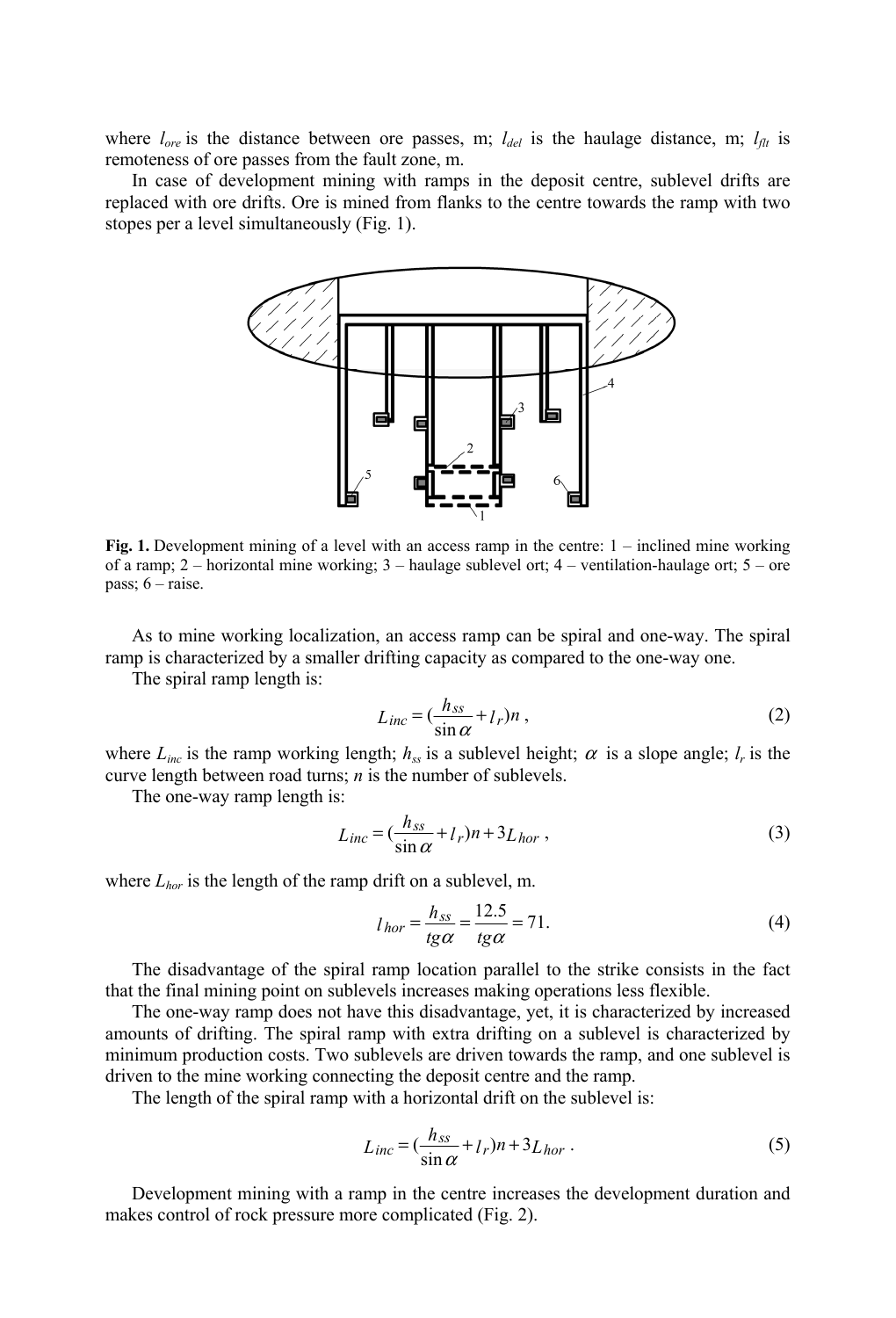where $l_{ore}$ is the distance between ore passes, m; $l_{del}$ is the haulage distance, m; $l_{flt}$ is remoteness of ore passes from the fault zone, m.

In case of development mining with ramps in the deposit centre, sublevel drifts are replaced with ore drifts. Ore is mined from flanks to the centre towards the ramp with two stopes per a level simultaneously (Fig. 1).

**Fig. 1.** Development mining of a level with an access ramp in the centre: 1 – inclined mine working of a ramp; 2 – horizontal mine working; 3 – haulage sublevel ort; 4 – ventilation-haulage ort; 5 – ore pass; 6 – raise.

As to mine working localization, an access ramp can be spiral and one-way. The spiral ramp is characterized by a smaller drifting capacity as compared to the one-way one.

The spiral ramp length is:

$$L_{inc} = \left(\frac{h_{ss}}{\sin\alpha} + l_r\right)n\,, \tag{2}$$

where $L_{inc}$ is the ramp working length; $h_{ss}$ is a sublevel height; $\alpha$ is a slope angle; $l_r$ is the curve length between road turns; $n$ is the number of sublevels.

The one-way ramp length is:

$$L_{inc} = \left(\frac{h_{ss}}{\sin\alpha} + l_r\right)n + 3L_{hor}\,, \tag{3}$$

where $L_{hor}$ is the length of the ramp drift on a sublevel, m.

$$l_{hor} = \frac{h_{ss}}{tg\alpha} = \frac{12.5}{tg\alpha} = 71. \tag{4}$$

The disadvantage of the spiral ramp location parallel to the strike consists in the fact that the final mining point on sublevels increases making operations less flexible.

The one-way ramp does not have this disadvantage, yet, it is characterized by increased amounts of drifting. The spiral ramp with extra drifting on a sublevel is characterized by minimum production costs. Two sublevels are driven towards the ramp, and one sublevel is driven to the mine working connecting the deposit centre and the ramp.

The length of the spiral ramp with a horizontal drift on the sublevel is:

$$L_{inc} = \left(\frac{h_{ss}}{\sin\alpha} + l_r\right)n + 3L_{hor}\,. \tag{5}$$

Development mining with a ramp in the centre increases the development duration and makes control of rock pressure more complicated (Fig. 2).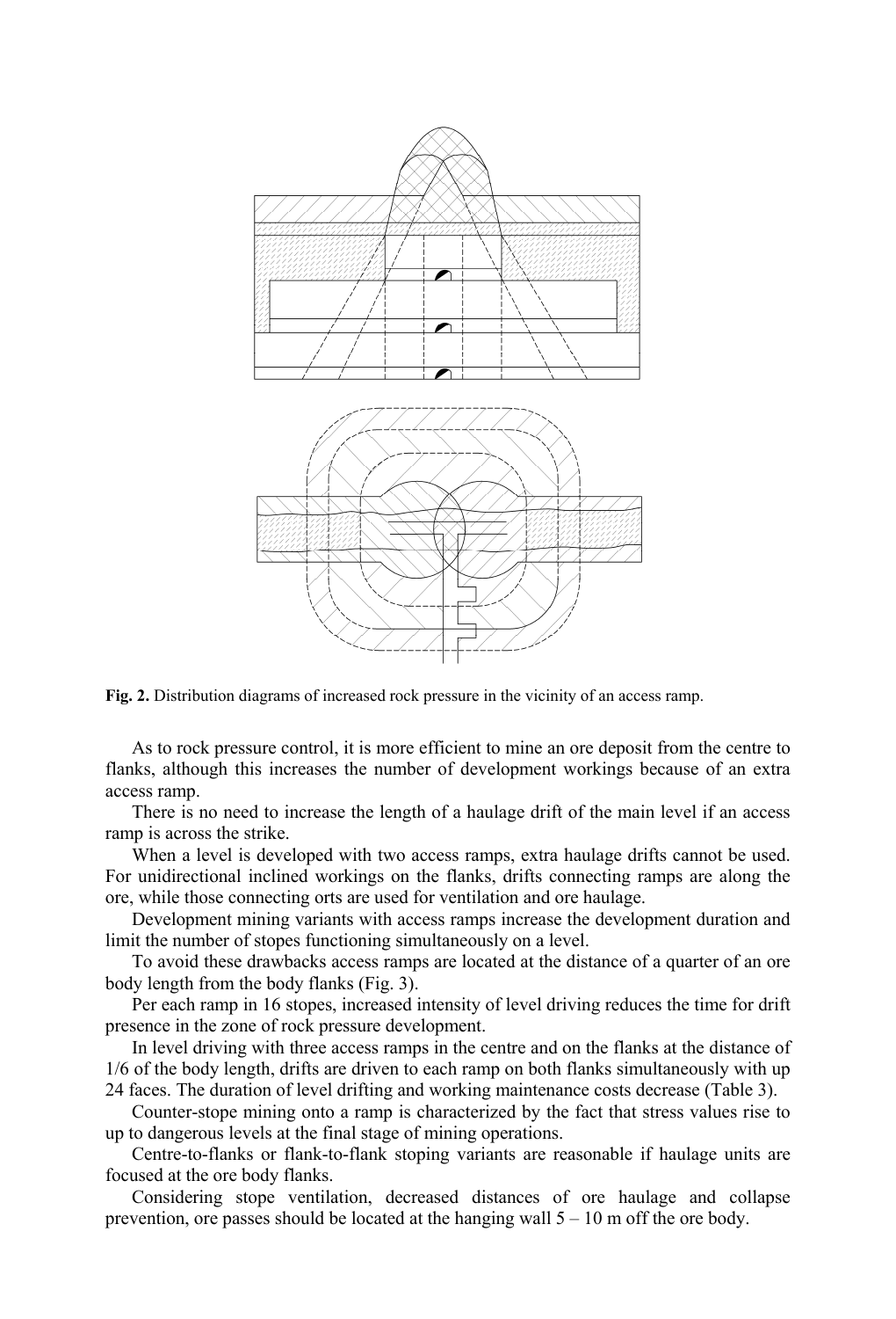**Fig. 2.** Distribution diagrams of increased rock pressure in the vicinity of an access ramp.

As to rock pressure control, it is more efficient to mine an ore deposit from the centre to flanks, although this increases the number of development workings because of an extra access ramp.

There is no need to increase the length of a haulage drift of the main level if an access ramp is across the strike.

When a level is developed with two access ramps, extra haulage drifts cannot be used. For unidirectional inclined workings on the flanks, drifts connecting ramps are along the ore, while those connecting orts are used for ventilation and ore haulage.

Development mining variants with access ramps increase the development duration and limit the number of stopes functioning simultaneously on a level.

To avoid these drawbacks access ramps are located at the distance of a quarter of an ore body length from the body flanks (Fig. 3).

Per each ramp in 16 stopes, increased intensity of level driving reduces the time for drift presence in the zone of rock pressure development.

In level driving with three access ramps in the centre and on the flanks at the distance of 1/6 of the body length, drifts are driven to each ramp on both flanks simultaneously with up 24 faces. The duration of level drifting and working maintenance costs decrease (Table 3).

Counter-stope mining onto a ramp is characterized by the fact that stress values rise to up to dangerous levels at the final stage of mining operations.

Centre-to-flanks or flank-to-flank stoping variants are reasonable if haulage units are focused at the ore body flanks.

Considering stope ventilation, decreased distances of ore haulage and collapse prevention, ore passes should be located at the hanging wall 5 – 10 m off the ore body.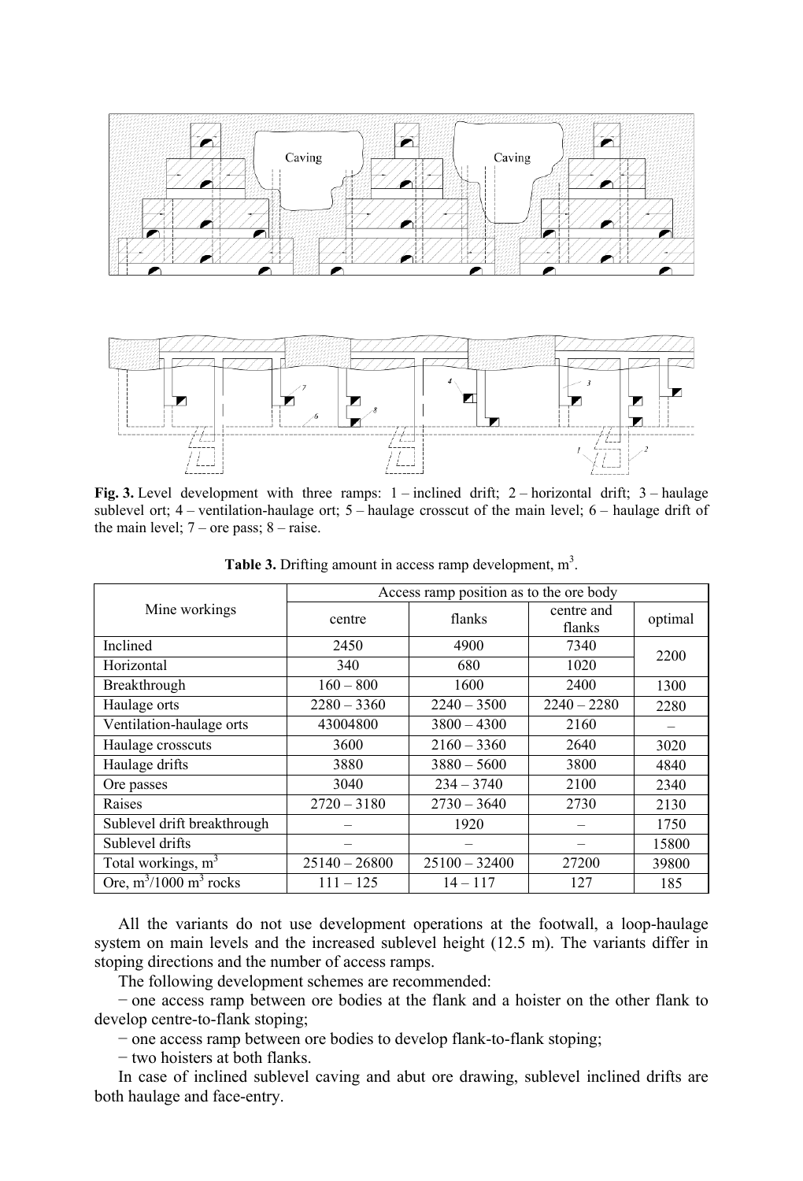**Fig. 3.** Level development with three ramps: 1 – inclined drift; 2 – horizontal drift; 3 – haulage sublevel ort; 4 – ventilation-haulage ort; 5 – haulage crosscut of the main level; 6 – haulage drift of the main level; 7 – ore pass; 8 – raise.

**Table 3.** Drifting amount in access ramp development, m$^3$.

| Mine workings | Access ramp position as to the ore body | | | |
|---|---|---|---|---|
| | centre | flanks | centre and flanks | optimal |
| Inclined | 2450 | 4900 | 7340 | 2200 |
| Horizontal | 340 | 680 | 1020 | |
| Breakthrough | 160 – 800 | 1600 | 2400 | 1300 |
| Haulage orts | 2280 – 3360 | 2240 – 3500 | 2240 – 2280 | 2280 |
| Ventilation-haulage orts | 43004800 | 3800 – 4300 | 2160 | – |
| Haulage crosscuts | 3600 | 2160 – 3360 | 2640 | 3020 |
| Haulage drifts | 3880 | 3880 – 5600 | 3800 | 4840 |
| Ore passes | 3040 | 234 – 3740 | 2100 | 2340 |
| Raises | 2720 – 3180 | 2730 – 3640 | 2730 | 2130 |
| Sublevel drift breakthrough | – | 1920 | – | 1750 |
| Sublevel drifts | – | – | – | 15800 |
| Total workings, m$^3$ | 25140 – 26800 | 25100 – 32400 | 27200 | 39800 |
| Ore, m$^3$/1000 m$^3$ rocks | 111 – 125 | 14 – 117 | 127 | 185 |

All the variants do not use development operations at the footwall, a loop-haulage system on main levels and the increased sublevel height (12.5 m). The variants differ in stoping directions and the number of access ramps.

The following development schemes are recommended:

− one access ramp between ore bodies at the flank and a hoister on the other flank to develop centre-to-flank stoping;

− one access ramp between ore bodies to develop flank-to-flank stoping;

− two hoisters at both flanks.

In case of inclined sublevel caving and abut ore drawing, sublevel inclined drifts are both haulage and face-entry.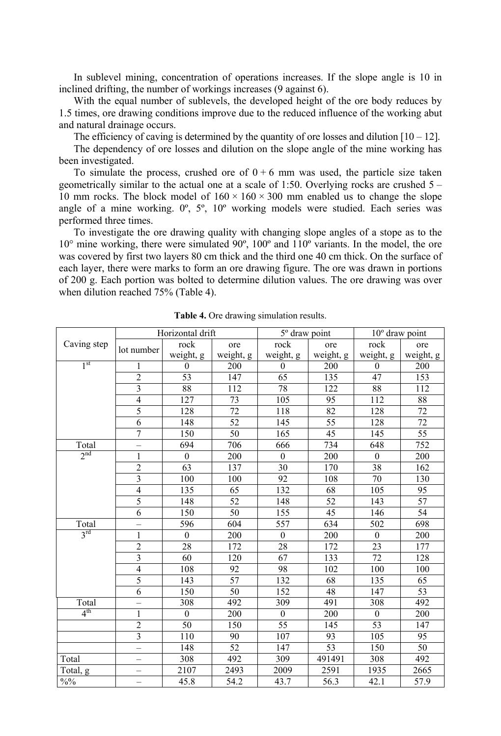In sublevel mining, concentration of operations increases. If the slope angle is 10 in inclined drifting, the number of workings increases (9 against 6).

With the equal number of sublevels, the developed height of the ore body reduces by 1.5 times, ore drawing conditions improve due to the reduced influence of the working abut and natural drainage occurs.

The efficiency of caving is determined by the quantity of ore losses and dilution [10 – 12].

The dependency of ore losses and dilution on the slope angle of the mine working has been investigated.

To simulate the process, crushed ore of 0 + 6 mm was used, the particle size taken geometrically similar to the actual one at a scale of 1:50. Overlying rocks are crushed 5 – 10 mm rocks. The block model of 160 × 160 × 300 mm enabled us to change the slope angle of a mine working. 0º, 5º, 10º working models were studied. Each series was performed three times.

To investigate the ore drawing quality with changing slope angles of a stope as to the 10° mine working, there were simulated 90º, 100º and 110º variants. In the model, the ore was covered by first two layers 80 cm thick and the third one 40 cm thick. On the surface of each layer, there were marks to form an ore drawing figure. The ore was drawn in portions of 200 g. Each portion was bolted to determine dilution values. The ore drawing was over when dilution reached 75% (Table 4).

**Table 4.** Ore drawing simulation results.

| Caving step | Horizontal drift | | | 5º draw point | | 10º draw point | |
|---|---|---|---|---|---|---|---|
| | lot number | rock weight, g | ore weight, g | rock weight, g | ore weight, g | rock weight, g | ore weight, g |
| 1st | 1 | 0 | 200 | 0 | 200 | 0 | 200 |
| | 2 | 53 | 147 | 65 | 135 | 47 | 153 |
| | 3 | 88 | 112 | 78 | 122 | 88 | 112 |
| | 4 | 127 | 73 | 105 | 95 | 112 | 88 |
| | 5 | 128 | 72 | 118 | 82 | 128 | 72 |
| | 6 | 148 | 52 | 145 | 55 | 128 | 72 |
| | 7 | 150 | 50 | 165 | 45 | 145 | 55 |
| Total | – | 694 | 706 | 666 | 734 | 648 | 752 |
| 2nd | 1 | 0 | 200 | 0 | 200 | 0 | 200 |
| | 2 | 63 | 137 | 30 | 170 | 38 | 162 |
| | 3 | 100 | 100 | 92 | 108 | 70 | 130 |
| | 4 | 135 | 65 | 132 | 68 | 105 | 95 |
| | 5 | 148 | 52 | 148 | 52 | 143 | 57 |
| | 6 | 150 | 50 | 155 | 45 | 146 | 54 |
| Total | – | 596 | 604 | 557 | 634 | 502 | 698 |
| 3rd | 1 | 0 | 200 | 0 | 200 | 0 | 200 |
| | 2 | 28 | 172 | 28 | 172 | 23 | 177 |
| | 3 | 60 | 120 | 67 | 133 | 72 | 128 |
| | 4 | 108 | 92 | 98 | 102 | 100 | 100 |
| | 5 | 143 | 57 | 132 | 68 | 135 | 65 |
| | 6 | 150 | 50 | 152 | 48 | 147 | 53 |
| Total | – | 308 | 492 | 309 | 491 | 308 | 492 |
| 4th | 1 | 0 | 200 | 0 | 200 | 0 | 200 |
| | 2 | 50 | 150 | 55 | 145 | 53 | 147 |
| | 3 | 110 | 90 | 107 | 93 | 105 | 95 |
| | – | 148 | 52 | 147 | 53 | 150 | 50 |
| Total | – | 308 | 492 | 309 | 491491 | 308 | 492 |
| Total, g | – | 2107 | 2493 | 2009 | 2591 | 1935 | 2665 |
| %% | – | 45.8 | 54.2 | 43.7 | 56.3 | 42.1 | 57.9 |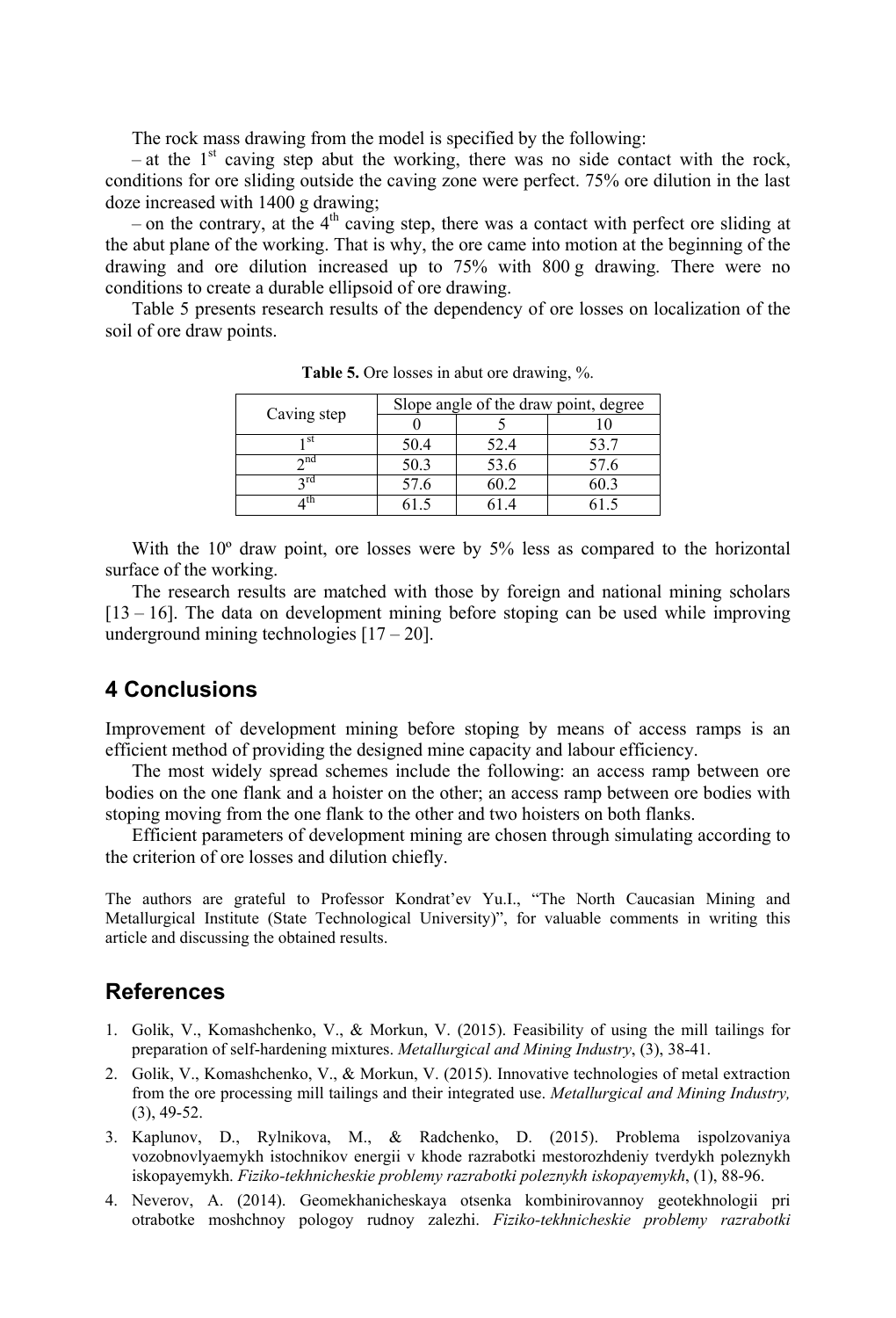The rock mass drawing from the model is specified by the following:

– at the 1st caving step abut the working, there was no side contact with the rock, conditions for ore sliding outside the caving zone were perfect. 75% ore dilution in the last doze increased with 1400 g drawing;

– on the contrary, at the 4th caving step, there was a contact with perfect ore sliding at the abut plane of the working. That is why, the ore came into motion at the beginning of the drawing and ore dilution increased up to 75% with 800 g drawing. There were no conditions to create a durable ellipsoid of ore drawing.

Table 5 presents research results of the dependency of ore losses on localization of the soil of ore draw points.

**Table 5.** Ore losses in abut ore drawing, %.

| Caving step | Slope angle of the draw point, degree | | |
|---|---|---|---|
| | 0 | 5 | 10 |
| 1st | 50.4 | 52.4 | 53.7 |
| 2nd | 50.3 | 53.6 | 57.6 |
| 3rd | 57.6 | 60.2 | 60.3 |
| 4th | 61.5 | 61.4 | 61.5 |

With the 10º draw point, ore losses were by 5% less as compared to the horizontal surface of the working.

The research results are matched with those by foreign and national mining scholars [13 – 16]. The data on development mining before stoping can be used while improving underground mining technologies [17 – 20].

## 4 Conclusions

Improvement of development mining before stoping by means of access ramps is an efficient method of providing the designed mine capacity and labour efficiency.

The most widely spread schemes include the following: an access ramp between ore bodies on the one flank and a hoister on the other; an access ramp between ore bodies with stoping moving from the one flank to the other and two hoisters on both flanks.

Efficient parameters of development mining are chosen through simulating according to the criterion of ore losses and dilution chiefly.

The authors are grateful to Professor Kondrat'ev Yu.I., "The North Caucasian Mining and Metallurgical Institute (State Technological University)", for valuable comments in writing this article and discussing the obtained results.

## References

1. Golik, V., Komashchenko, V., & Morkun, V. (2015). Feasibility of using the mill tailings for preparation of self-hardening mixtures. *Metallurgical and Mining Industry*, (3), 38-41.
2. Golik, V., Komashchenko, V., & Morkun, V. (2015). Innovative technologies of metal extraction from the ore processing mill tailings and their integrated use. *Metallurgical and Mining Industry,* (3), 49-52.
3. Kaplunov, D., Rylnikova, M., & Radchenko, D. (2015). Problema ispolzovaniya vozobnovlyaemykh istochnikov energii v khode razrabotki mestorozhdeniy tverdykh poleznykh iskopayemykh. *Fiziko-tekhnicheskie problemy razrabotki poleznykh iskopayemykh*, (1), 88-96.
4. Neverov, A. (2014). Geomekhanicheskaya otsenka kombinirovannoy geotekhnologii pri otrabotke moshchnoy pologoy rudnoy zalezhi. *Fiziko-tekhnicheskie problemy razrabotki*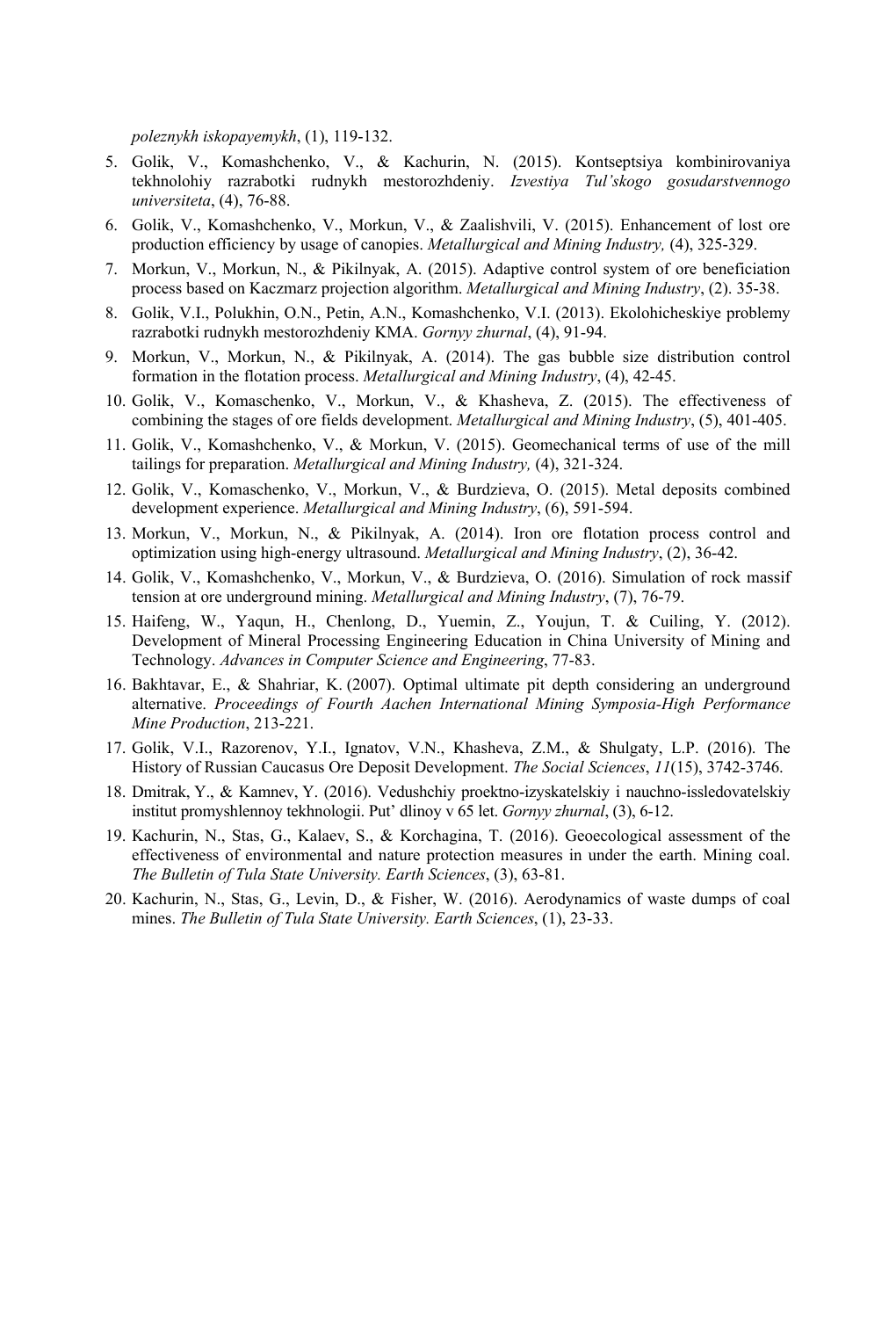*poleznykh iskopayemykh*, (1), 119-132.

5. Golik, V., Komashchenko, V., & Kachurin, N. (2015). Kontseptsiya kombinirovaniya tekhnolohiy razrabotki rudnykh mestorozhdeniy. *Izvestiya Tul'skogo gosudarstvennogo universiteta*, (4), 76-88.
6. Golik, V., Komashchenko, V., Morkun, V., & Zaalishvili, V. (2015). Enhancement of lost ore production efficiency by usage of canopies. *Metallurgical and Mining Industry,* (4), 325-329.
7. Morkun, V., Morkun, N., & Pikilnyak, A. (2015). Adaptive control system of ore beneficiation process based on Kaczmarz projection algorithm. *Metallurgical and Mining Industry*, (2). 35-38.
8. Golik, V.I., Polukhin, O.N., Petin, A.N., Komashchenko, V.I. (2013). Ekolohicheskiye problemy razrabotki rudnykh mestorozhdeniy KMA. *Gornyy zhurnal*, (4), 91-94.
9. Morkun, V., Morkun, N., & Pikilnyak, A. (2014). The gas bubble size distribution control formation in the flotation process. *Metallurgical and Mining Industry*, (4), 42-45.
10. Golik, V., Komaschenko, V., Morkun, V., & Khasheva, Z. (2015). The effectiveness of combining the stages of ore fields development. *Metallurgical and Mining Industry*, (5), 401-405.
11. Golik, V., Komashchenko, V., & Morkun, V. (2015). Geomechanical terms of use of the mill tailings for preparation. *Metallurgical and Mining Industry,* (4), 321-324.
12. Golik, V., Komaschenko, V., Morkun, V., & Burdzieva, O. (2015). Metal deposits combined development experience. *Metallurgical and Mining Industry*, (6), 591-594.
13. Morkun, V., Morkun, N., & Pikilnyak, A. (2014). Iron ore flotation process control and optimization using high-energy ultrasound. *Metallurgical and Mining Industry*, (2), 36-42.
14. Golik, V., Komashchenko, V., Morkun, V., & Burdzieva, O. (2016). Simulation of rock massif tension at ore underground mining. *Metallurgical and Mining Industry*, (7), 76-79.
15. Haifeng, W., Yaqun, H., Chenlong, D., Yuemin, Z., Youjun, T. & Cuiling, Y. (2012). Development of Mineral Processing Engineering Education in China University of Mining and Technology. *Advances in Computer Science and Engineering*, 77-83.
16. Bakhtavar, E., & Shahriar, K. (2007). Optimal ultimate pit depth considering an underground alternative. *Proceedings of Fourth Aachen International Mining Symposia-High Performance Mine Production*, 213-221.
17. Golik, V.I., Razorenov, Y.I., Ignatov, V.N., Khasheva, Z.M., & Shulgaty, L.P. (2016). The History of Russian Caucasus Ore Deposit Development. *The Social Sciences*, *11*(15), 3742-3746.
18. Dmitrak, Y., & Kamnev, Y. (2016). Vedushchiy proektno-izyskatelskiy i nauchno-issledovatelskiy institut promyshlennoy tekhnologii. Put' dlinoy v 65 let. *Gornyy zhurnal*, (3), 6-12.
19. Kachurin, N., Stas, G., Kalaev, S., & Korchagina, T. (2016). Geoecological assessment of the effectiveness of environmental and nature protection measures in under the earth. Mining coal. *The Bulletin of Tula State University. Earth Sciences*, (3), 63-81.
20. Kachurin, N., Stas, G., Levin, D., & Fisher, W. (2016). Aerodynamics of waste dumps of coal mines. *The Bulletin of Tula State University. Earth Sciences*, (1), 23-33.